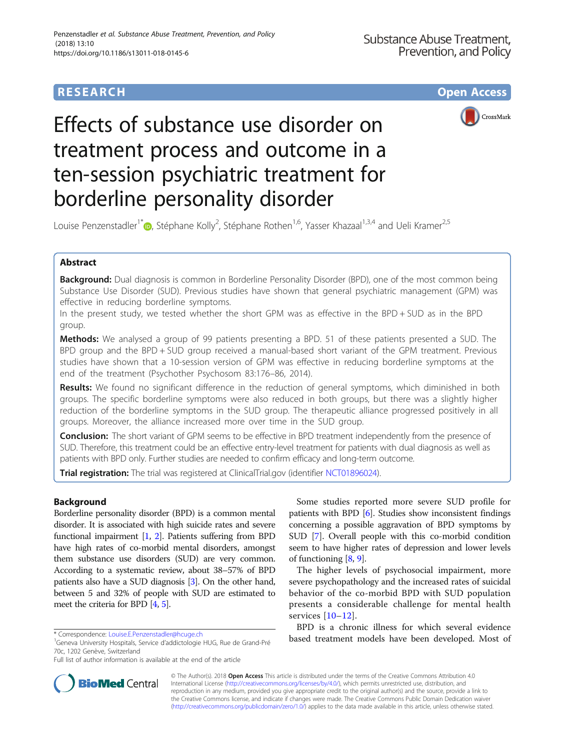RESEARCH Open Access

# Effects of substance use disorder on treatment process and outcome in a ten-session psychiatric treatment for borderline personality disorder

Louise Penzenstadler[1*], Stéphane Kolly[2], Stéphane Rothen[1,6], Yasser Khazaal[1,3,4] and Ueli Kramer[2,5]

## Abstract

**Background:** Dual diagnosis is common in Borderline Personality Disorder (BPD), one of the most common being Substance Use Disorder (SUD). Previous studies have shown that general psychiatric management (GPM) was effective in reducing borderline symptoms.

In the present study, we tested whether the short GPM was as effective in the BPD + SUD as in the BPD group.

**Methods:** We analysed a group of 99 patients presenting a BPD. 51 of these patients presented a SUD. The BPD group and the BPD + SUD group received a manual-based short variant of the GPM treatment. Previous studies have shown that a 10-session version of GPM was effective in reducing borderline symptoms at the end of the treatment (Psychother Psychosom 83:176–86, 2014).

**Results:** We found no significant difference in the reduction of general symptoms, which diminished in both groups. The specific borderline symptoms were also reduced in both groups, but there was a slightly higher reduction of the borderline symptoms in the SUD group. The therapeutic alliance progressed positively in all groups. Moreover, the alliance increased more over time in the SUD group.

**Conclusion:** The short variant of GPM seems to be effective in BPD treatment independently from the presence of SUD. Therefore, this treatment could be an effective entry-level treatment for patients with dual diagnosis as well as patients with BPD only. Further studies are needed to confirm efficacy and long-term outcome.

**Trial registration:** The trial was registered at ClinicalTrial.gov (identifier NCT01896024).

## Background

Borderline personality disorder (BPD) is a common mental disorder. It is associated with high suicide rates and severe functional impairment [1, 2]. Patients suffering from BPD have high rates of co-morbid mental disorders, amongst them substance use disorders (SUD) are very common. According to a systematic review, about 38–57% of BPD patients also have a SUD diagnosis [3]. On the other hand, between 5 and 32% of people with SUD are estimated to meet the criteria for BPD [4, 5].

Some studies reported more severe SUD profile for patients with BPD [6]. Studies show inconsistent findings concerning a possible aggravation of BPD symptoms by SUD [7]. Overall people with this co-morbid condition seem to have higher rates of depression and lower levels of functioning [8, 9].

The higher levels of psychosocial impairment, more severe psychopathology and the increased rates of suicidal behavior of the co-morbid BPD with SUD population presents a considerable challenge for mental health services [10–12].

BPD is a chronic illness for which several evidence based treatment models have been developed. Most of

\* Correspondence: Louise.E.Penzenstadler@hcuge.ch
[1]Geneva University Hospitals, Service d'addictologie HUG, Rue de Grand-Pré 70c, 1202 Genève, Switzerland
Full list of author information is available at the end of the article

© The Author(s). 2018 **Open Access** This article is distributed under the terms of the Creative Commons Attribution 4.0 International License (http://creativecommons.org/licenses/by/4.0/), which permits unrestricted use, distribution, and reproduction in any medium, provided you give appropriate credit to the original author(s) and the source, provide a link to the Creative Commons license, and indicate if changes were made. The Creative Commons Public Domain Dedication waiver (http://creativecommons.org/publicdomain/zero/1.0/) applies to the data made available in this article, unless otherwise stated.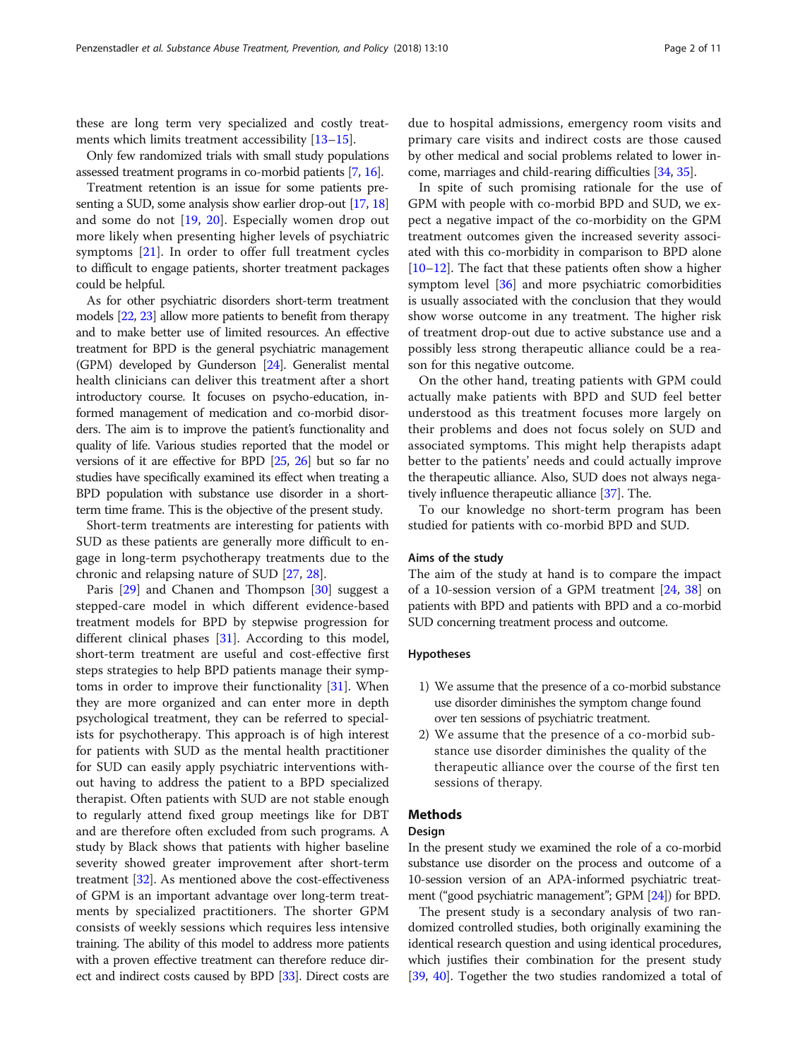these are long term very specialized and costly treatments which limits treatment accessibility [13–15].

Only few randomized trials with small study populations assessed treatment programs in co-morbid patients [7, 16].

Treatment retention is an issue for some patients presenting a SUD, some analysis show earlier drop-out [17, 18] and some do not [19, 20]. Especially women drop out more likely when presenting higher levels of psychiatric symptoms [21]. In order to offer full treatment cycles to difficult to engage patients, shorter treatment packages could be helpful.

As for other psychiatric disorders short-term treatment models [22, 23] allow more patients to benefit from therapy and to make better use of limited resources. An effective treatment for BPD is the general psychiatric management (GPM) developed by Gunderson [24]. Generalist mental health clinicians can deliver this treatment after a short introductory course. It focuses on psycho-education, informed management of medication and co-morbid disorders. The aim is to improve the patient's functionality and quality of life. Various studies reported that the model or versions of it are effective for BPD [25, 26] but so far no studies have specifically examined its effect when treating a BPD population with substance use disorder in a short-term time frame. This is the objective of the present study.

Short-term treatments are interesting for patients with SUD as these patients are generally more difficult to engage in long-term psychotherapy treatments due to the chronic and relapsing nature of SUD [27, 28].

Paris [29] and Chanen and Thompson [30] suggest a stepped-care model in which different evidence-based treatment models for BPD by stepwise progression for different clinical phases [31]. According to this model, short-term treatment are useful and cost-effective first steps strategies to help BPD patients manage their symptoms in order to improve their functionality [31]. When they are more organized and can enter more in depth psychological treatment, they can be referred to specialists for psychotherapy. This approach is of high interest for patients with SUD as the mental health practitioner for SUD can easily apply psychiatric interventions without having to address the patient to a BPD specialized therapist. Often patients with SUD are not stable enough to regularly attend fixed group meetings like for DBT and are therefore often excluded from such programs. A study by Black shows that patients with higher baseline severity showed greater improvement after short-term treatment [32]. As mentioned above the cost-effectiveness of GPM is an important advantage over long-term treatments by specialized practitioners. The shorter GPM consists of weekly sessions which requires less intensive training. The ability of this model to address more patients with a proven effective treatment can therefore reduce direct and indirect costs caused by BPD [33]. Direct costs are due to hospital admissions, emergency room visits and primary care visits and indirect costs are those caused by other medical and social problems related to lower income, marriages and child-rearing difficulties [34, 35].

In spite of such promising rationale for the use of GPM with people with co-morbid BPD and SUD, we expect a negative impact of the co-morbidity on the GPM treatment outcomes given the increased severity associated with this co-morbidity in comparison to BPD alone [10–12]. The fact that these patients often show a higher symptom level [36] and more psychiatric comorbidities is usually associated with the conclusion that they would show worse outcome in any treatment. The higher risk of treatment drop-out due to active substance use and a possibly less strong therapeutic alliance could be a reason for this negative outcome.

On the other hand, treating patients with GPM could actually make patients with BPD and SUD feel better understood as this treatment focuses more largely on their problems and does not focus solely on SUD and associated symptoms. This might help therapists adapt better to the patients' needs and could actually improve the therapeutic alliance. Also, SUD does not always negatively influence therapeutic alliance [37]. The.

To our knowledge no short-term program has been studied for patients with co-morbid BPD and SUD.

### Aims of the study

The aim of the study at hand is to compare the impact of a 10-session version of a GPM treatment [24, 38] on patients with BPD and patients with BPD and a co-morbid SUD concerning treatment process and outcome.

### Hypotheses

1) We assume that the presence of a co-morbid substance use disorder diminishes the symptom change found over ten sessions of psychiatric treatment.
2) We assume that the presence of a co-morbid substance use disorder diminishes the quality of the therapeutic alliance over the course of the first ten sessions of therapy.

## Methods

### Design

In the present study we examined the role of a co-morbid substance use disorder on the process and outcome of a 10-session version of an APA-informed psychiatric treatment ("good psychiatric management"; GPM [24]) for BPD.

The present study is a secondary analysis of two randomized controlled studies, both originally examining the identical research question and using identical procedures, which justifies their combination for the present study [39, 40]. Together the two studies randomized a total of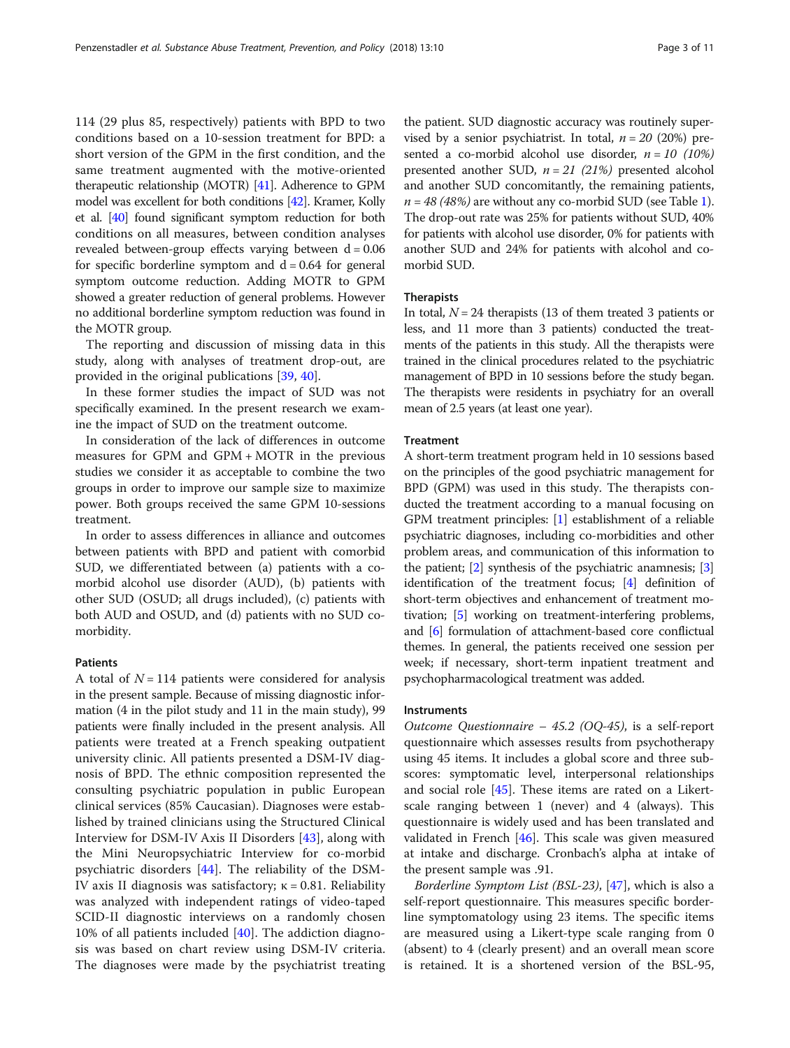114 (29 plus 85, respectively) patients with BPD to two conditions based on a 10-session treatment for BPD: a short version of the GPM in the first condition, and the same treatment augmented with the motive-oriented therapeutic relationship (MOTR) [41]. Adherence to GPM model was excellent for both conditions [42]. Kramer, Kolly et al. [40] found significant symptom reduction for both conditions on all measures, between condition analyses revealed between-group effects varying between $d = 0.06$ for specific borderline symptom and $d = 0.64$ for general symptom outcome reduction. Adding MOTR to GPM showed a greater reduction of general problems. However no additional borderline symptom reduction was found in the MOTR group.

The reporting and discussion of missing data in this study, along with analyses of treatment drop-out, are provided in the original publications [39, 40].

In these former studies the impact of SUD was not specifically examined. In the present research we examine the impact of SUD on the treatment outcome.

In consideration of the lack of differences in outcome measures for GPM and GPM + MOTR in the previous studies we consider it as acceptable to combine the two groups in order to improve our sample size to maximize power. Both groups received the same GPM 10-sessions treatment.

In order to assess differences in alliance and outcomes between patients with BPD and patient with comorbid SUD, we differentiated between (a) patients with a co-morbid alcohol use disorder (AUD), (b) patients with other SUD (OSUD; all drugs included), (c) patients with both AUD and OSUD, and (d) patients with no SUD co-morbidity.

#### Patients

A total of $N = 114$ patients were considered for analysis in the present sample. Because of missing diagnostic information (4 in the pilot study and 11 in the main study), 99 patients were finally included in the present analysis. All patients were treated at a French speaking outpatient university clinic. All patients presented a DSM-IV diagnosis of BPD. The ethnic composition represented the consulting psychiatric population in public European clinical services (85% Caucasian). Diagnoses were established by trained clinicians using the Structured Clinical Interview for DSM-IV Axis II Disorders [43], along with the Mini Neuropsychiatric Interview for co-morbid psychiatric disorders [44]. The reliability of the DSM-IV axis II diagnosis was satisfactory; $\kappa = 0.81$. Reliability was analyzed with independent ratings of video-taped SCID-II diagnostic interviews on a randomly chosen 10% of all patients included [40]. The addiction diagnosis was based on chart review using DSM-IV criteria. The diagnoses were made by the psychiatrist treating the patient. SUD diagnostic accuracy was routinely supervised by a senior psychiatrist. In total, $n = 20$ (20%) presented a co-morbid alcohol use disorder, $n = 10$ *(10%)* presented another SUD, $n = 21$ *(21%)* presented alcohol and another SUD concomitantly, the remaining patients, $n = 48$ *(48%)* are without any co-morbid SUD (see Table 1). The drop-out rate was 25% for patients without SUD, 40% for patients with alcohol use disorder, 0% for patients with another SUD and 24% for patients with alcohol and co-morbid SUD.

#### Therapists

In total, $N = 24$ therapists (13 of them treated 3 patients or less, and 11 more than 3 patients) conducted the treatments of the patients in this study. All the therapists were trained in the clinical procedures related to the psychiatric management of BPD in 10 sessions before the study began. The therapists were residents in psychiatry for an overall mean of 2.5 years (at least one year).

#### Treatment

A short-term treatment program held in 10 sessions based on the principles of the good psychiatric management for BPD (GPM) was used in this study. The therapists conducted the treatment according to a manual focusing on GPM treatment principles: [1] establishment of a reliable psychiatric diagnoses, including co-morbidities and other problem areas, and communication of this information to the patient; [2] synthesis of the psychiatric anamnesis; [3] identification of the treatment focus; [4] definition of short-term objectives and enhancement of treatment motivation; [5] working on treatment-interfering problems, and [6] formulation of attachment-based core conflictual themes. In general, the patients received one session per week; if necessary, short-term inpatient treatment and psychopharmacological treatment was added.

#### Instruments

*Outcome Questionnaire – 45.2 (OQ-45)*, is a self-report questionnaire which assesses results from psychotherapy using 45 items. It includes a global score and three subscores: symptomatic level, interpersonal relationships and social role [45]. These items are rated on a Likert-scale ranging between 1 (never) and 4 (always). This questionnaire is widely used and has been translated and validated in French [46]. This scale was given measured at intake and discharge. Cronbach's alpha at intake of the present sample was .91.

*Borderline Symptom List (BSL-23)*, [47], which is also a self-report questionnaire. This measures specific borderline symptomatology using 23 items. The specific items are measured using a Likert-type scale ranging from 0 (absent) to 4 (clearly present) and an overall mean score is retained. It is a shortened version of the BSL-95,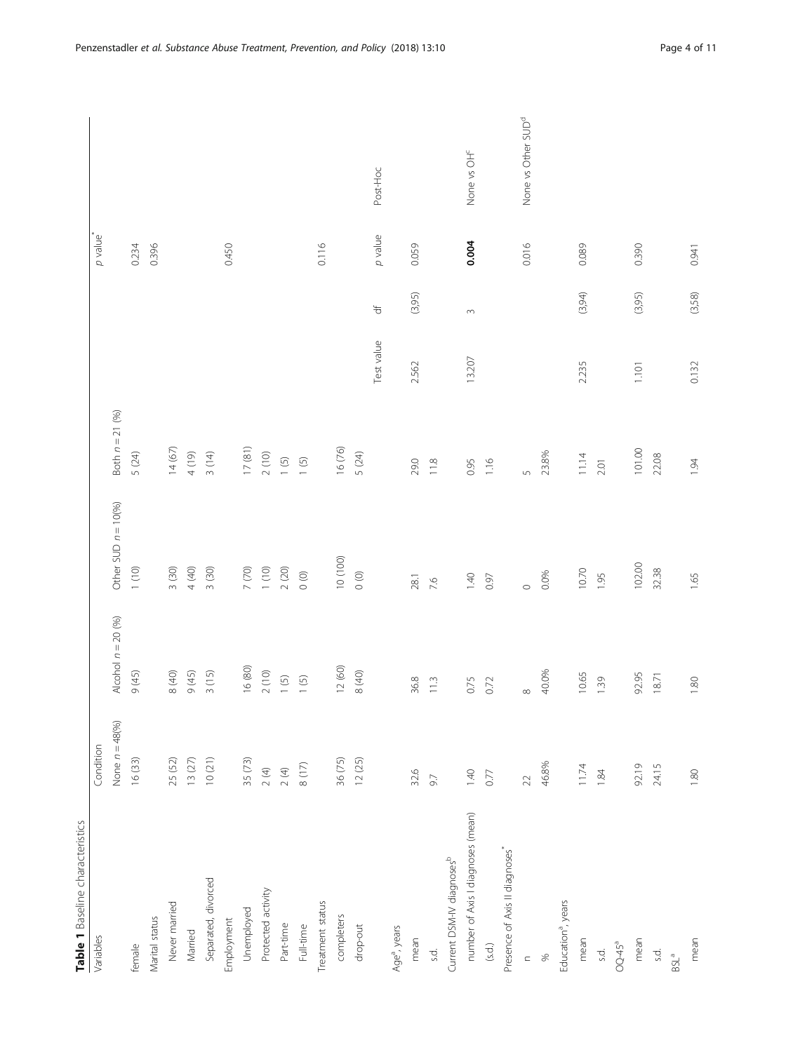**Table 1** Baseline characteristics

| Variables | Condition | | | | | | *p* value[*] | |
|---|---|---|---|---|---|---|---|---|
| | None *n* = 48(%) | Alcohol *n* = 20 (%) | Other SUD *n* = 10(%) | Both *n* = 21 (%) | | | | |
| female | 16 (33) | 9 (45) | 1 (10) | 5 (24) | | | 0.234 | |
| Marital status | | | | | | | 0.396 | |
| Never married | 25 (52) | 8 (40) | 3 (30) | 14 (67) | | | | |
| Married | 13 (27) | 9 (45) | 4 (40) | 4 (19) | | | | |
| Separated, divorced | 10 (21) | 3 (15) | 3 (30) | 3 (14) | | | | |
| Employment | | | | | | | 0.450 | |
| Unemployed | 35 (73) | 16 (80) | 7 (70) | 17 (81) | | | | |
| Protected activity | 2 (4) | 2 (10) | 1 (10) | 2 (10) | | | | |
| Part-time | 2 (4) | 1 (5) | 2 (20) | 1 (5) | | | | |
| Full-time | 8 (17) | 1 (5) | 0 (0) | 1 (5) | | | | |
| Treatment status | | | | | | | 0.116 | |
| completers | 36 (75) | 12 (60) | 10 (100) | 16 (76) | | | | |
| drop-out | 12 (25) | 8 (40) | 0 (0) | 5 (24) | | | | |
| | | | | | Test value | df | *p* value | Post-Hoc |
| Age[a], years | | | | | | | | |
| mean | 32.6 | 36.8 | 28.1 | 29.0 | 2.562 | (3,95) | 0.059 | |
| s.d. | 9.7 | 11.3 | 7.6 | 11.8 | | | | |
| Current DSM-IV diagnoses[b] | | | | | | | | |
| number of Axis I diagnoses (mean) | 1.40 | 0.75 | 1.40 | 0.95 | 13.207 | 3 | **0.004** | None vs OH[c] |
| (s.d.) | 0.77 | 0.72 | 0.97 | 1.16 | | | | |
| Presence of Axis II diagnoses[*] | | | | | | | | |
| n | 22 | 8 | 0 | 5 | | | 0.016 | None vs Other SUD[d] |
| % | 46.8% | 40.0% | 0.0% | 23.8% | | | | |
| Education[a], years | | | | | | | | |
| mean | 11.74 | 10.65 | 10.70 | 11.14 | 2.235 | (3,94) | 0.089 | |
| s.d. | 1.84 | 1.39 | 1.95 | 2.01 | | | | |
| OQ-45[a] | | | | | | | | |
| mean | 92.19 | 92.95 | 102.00 | 101.00 | 1.101 | (3,95) | 0.390 | |
| s.d. | 24.15 | 18.71 | 32.38 | 22.08 | | | | |
| BSL[a] | | | | | | | | |
| mean | 1.80 | 1.80 | 1.65 | 1.94 | 0.132 | (3,58) | 0.941 | |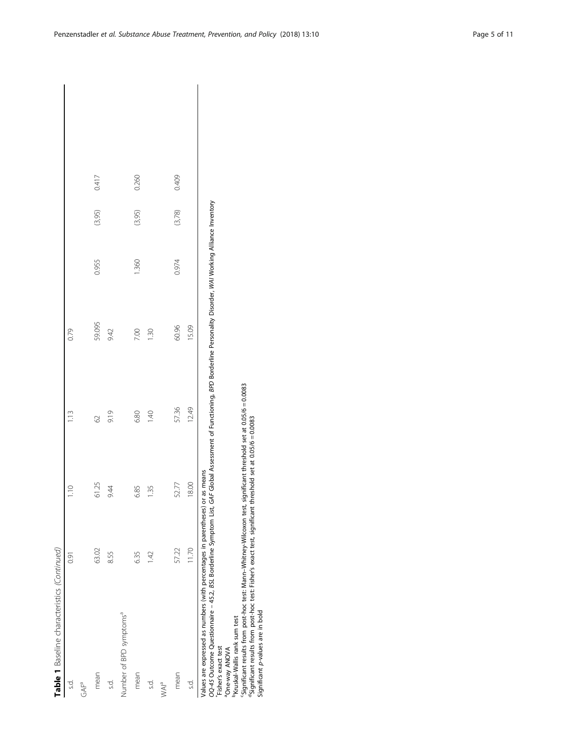**Table 1** Baseline characteristics (Continued)

| | | | | | | | |
|---|---|---|---|---|---|---|---|
| s.d. | 0.91 | 1.10 | 1.13 | 0.79 | | | |
| GAF[a] | | | | | | | |
| mean | 63.02 | 61.25 | 62 | 59.095 | 0.955 | (3,95) | 0.417 |
| s.d. | 8.55 | 9.44 | 9.19 | 9.42 | | | |
| Number of BPD symptoms[a] | | | | | | | |
| mean | 6.35 | 6.85 | 6.80 | 7.00 | 1.360 | (3,95) | 0.260 |
| s.d. | 1.42 | 1.35 | 1.40 | 1.30 | | | |
| WAI[a] | | | | | | | |
| mean | 57.22 | 52.77 | 57.36 | 60.96 | 0.974 | (3,78) | 0.409 |
| s.d. | 11.70 | 18.00 | 12.49 | 15.09 | | | |

Values are expressed as numbers (with percentages in parentheses) or as means
*OQ-45* Outcome Questionnaire – 45.2, *BSL* Borderline Symptom List, *GAF* Global Assessment of Functioning, *BPD* Borderline Personality Disorder, *WAI* Working Alliance Inventory
*Fisher's exact test
[a]One-way ANOVA
[b]Kruskal-Wallis rank sum test
[c]Significant results from post-hoc test: Mann–Whitney-Wilcoxon test, significant threshold set at 0.05/6 = 0.0083
[d]Significant results from post-hoc test: Fisher's exact test, significant threshold set at 0.05/6 = 0.0083
Significant *p*-values are in bold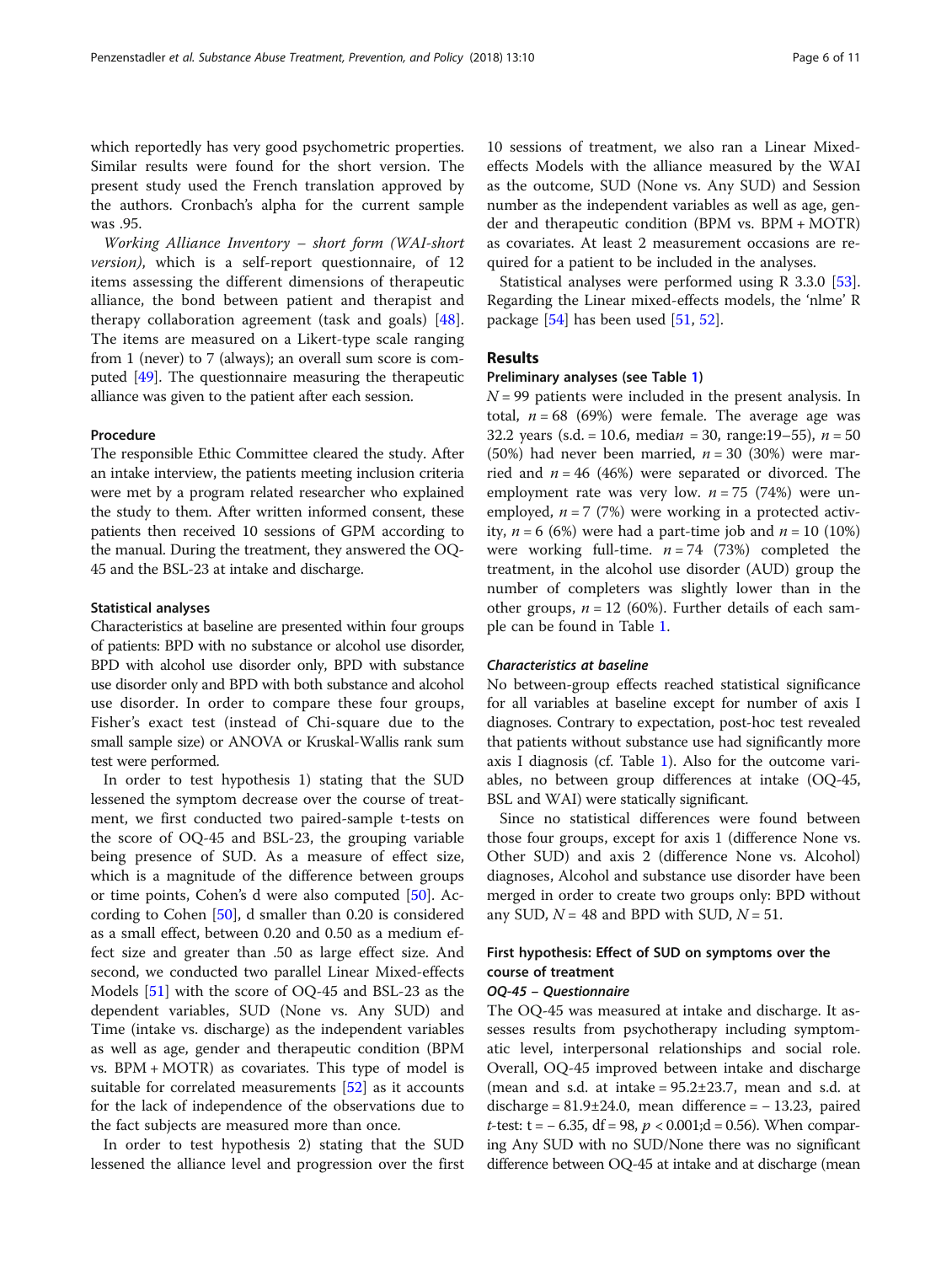which reportedly has very good psychometric properties. Similar results were found for the short version. The present study used the French translation approved by the authors. Cronbach's alpha for the current sample was .95.

*Working Alliance Inventory – short form (WAI-short version)*, which is a self-report questionnaire, of 12 items assessing the different dimensions of therapeutic alliance, the bond between patient and therapist and therapy collaboration agreement (task and goals) [48]. The items are measured on a Likert-type scale ranging from 1 (never) to 7 (always); an overall sum score is computed [49]. The questionnaire measuring the therapeutic alliance was given to the patient after each session.

### Procedure

The responsible Ethic Committee cleared the study. After an intake interview, the patients meeting inclusion criteria were met by a program related researcher who explained the study to them. After written informed consent, these patients then received 10 sessions of GPM according to the manual. During the treatment, they answered the OQ-45 and the BSL-23 at intake and discharge.

### Statistical analyses

Characteristics at baseline are presented within four groups of patients: BPD with no substance or alcohol use disorder, BPD with alcohol use disorder only, BPD with substance use disorder only and BPD with both substance and alcohol use disorder. In order to compare these four groups, Fisher's exact test (instead of Chi-square due to the small sample size) or ANOVA or Kruskal-Wallis rank sum test were performed.

In order to test hypothesis 1) stating that the SUD lessened the symptom decrease over the course of treatment, we first conducted two paired-sample t-tests on the score of OQ-45 and BSL-23, the grouping variable being presence of SUD. As a measure of effect size, which is a magnitude of the difference between groups or time points, Cohen's d were also computed [50]. According to Cohen [50], d smaller than 0.20 is considered as a small effect, between 0.20 and 0.50 as a medium effect size and greater than .50 as large effect size. And second, we conducted two parallel Linear Mixed-effects Models [51] with the score of OQ-45 and BSL-23 as the dependent variables, SUD (None vs. Any SUD) and Time (intake vs. discharge) as the independent variables as well as age, gender and therapeutic condition (BPM vs. BPM + MOTR) as covariates. This type of model is suitable for correlated measurements [52] as it accounts for the lack of independence of the observations due to the fact subjects are measured more than once.

In order to test hypothesis 2) stating that the SUD lessened the alliance level and progression over the first 10 sessions of treatment, we also ran a Linear Mixed-effects Models with the alliance measured by the WAI as the outcome, SUD (None vs. Any SUD) and Session number as the independent variables as well as age, gender and therapeutic condition (BPM vs. BPM + MOTR) as covariates. At least 2 measurement occasions are required for a patient to be included in the analyses.

Statistical analyses were performed using R 3.3.0 [53]. Regarding the Linear mixed-effects models, the 'nlme' R package [54] has been used [51, 52].

## Results

### Preliminary analyses (see Table 1)

$N = 99$ patients were included in the present analysis. In total, $n = 68$ (69%) were female. The average age was 32.2 years (s.d. = 10.6, median = 30, range:19–55), $n = 50$ (50%) had never been married, $n = 30$ (30%) were married and $n = 46$ (46%) were separated or divorced. The employment rate was very low. $n = 75$ (74%) were unemployed, $n = 7$ (7%) were working in a protected activity, $n = 6$ (6%) were had a part-time job and $n = 10$ (10%) were working full-time. $n = 74$ (73%) completed the treatment, in the alcohol use disorder (AUD) group the number of completers was slightly lower than in the other groups, $n = 12$ (60%). Further details of each sample can be found in Table 1.

#### *Characteristics at baseline*

No between-group effects reached statistical significance for all variables at baseline except for number of axis I diagnoses. Contrary to expectation, post-hoc test revealed that patients without substance use had significantly more axis I diagnosis (cf. Table 1). Also for the outcome variables, no between group differences at intake (OQ-45, BSL and WAI) were statically significant.

Since no statistical differences were found between those four groups, except for axis 1 (difference None vs. Other SUD) and axis 2 (difference None vs. Alcohol) diagnoses, Alcohol and substance use disorder have been merged in order to create two groups only: BPD without any SUD, $N = 48$ and BPD with SUD, $N = 51$.

### First hypothesis: Effect of SUD on symptoms over the course of treatment

#### *OQ-45 – Questionnaire*

The OQ-45 was measured at intake and discharge. It assesses results from psychotherapy including symptomatic level, interpersonal relationships and social role. Overall, OQ-45 improved between intake and discharge (mean and s.d. at intake = 95.2±23.7, mean and s.d. at discharge = 81.9±24.0, mean difference = – 13.23, paired *t*-test: $t = -6.35$, $df = 98$, $p < 0.001$; $d = 0.56$). When comparing Any SUD with no SUD/None there was no significant difference between OQ-45 at intake and at discharge (mean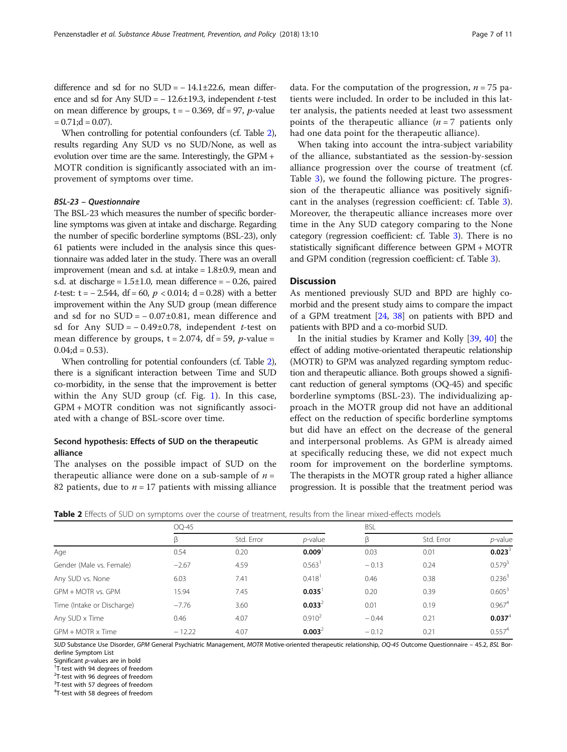difference and sd for no SUD = $-14.1 \pm 22.6$, mean difference and sd for Any SUD = $-12.6 \pm 19.3$, independent *t*-test on mean difference by groups, $t = -0.369$, $df = 97$, *p*-value $= 0.71$; $d = 0.07$).

When controlling for potential confounders (cf. Table 2), results regarding Any SUD vs no SUD/None, as well as evolution over time are the same. Interestingly, the GPM + MOTR condition is significantly associated with an improvement of symptoms over time.

#### BSL-23 – Questionnaire

The BSL-23 which measures the number of specific borderline symptoms was given at intake and discharge. Regarding the number of specific borderline symptoms (BSL-23), only 61 patients were included in the analysis since this questionnaire was added later in the study. There was an overall improvement (mean and s.d. at intake = $1.8 \pm 0.9$, mean and s.d. at discharge = $1.5 \pm 1.0$, mean difference = $-0.26$, paired *t*-test: $t = -2.544$, $df = 60$, $p < 0.014$; $d = 0.28$) with a better improvement within the Any SUD group (mean difference and sd for no SUD = $-0.07 \pm 0.81$, mean difference and sd for Any SUD = $-0.49 \pm 0.78$, independent *t*-test on mean difference by groups, $t = 2.074$, $df = 59$, *p*-value = $0.04$; $d = 0.53$).

When controlling for potential confounders (cf. Table 2), there is a significant interaction between Time and SUD co-morbidity, in the sense that the improvement is better within the Any SUD group (cf. Fig. 1). In this case, GPM + MOTR condition was not significantly associated with a change of BSL-score over time.

### Second hypothesis: Effects of SUD on the therapeutic alliance

The analyses on the possible impact of SUD on the therapeutic alliance were done on a sub-sample of $n = 82$ patients, due to $n = 17$ patients with missing alliance data. For the computation of the progression, $n = 75$ patients were included. In order to be included in this latter analysis, the patients needed at least two assessment points of the therapeutic alliance ($n = 7$ patients only had one data point for the therapeutic alliance).

When taking into account the intra-subject variability of the alliance, substantiated as the session-by-session alliance progression over the course of treatment (cf. Table 3), we found the following picture. The progression of the therapeutic alliance was positively significant in the analyses (regression coefficient: cf. Table 3). Moreover, the therapeutic alliance increases more over time in the Any SUD category comparing to the None category (regression coefficient: cf. Table 3). There is no statistically significant difference between GPM + MOTR and GPM condition (regression coefficient: cf. Table 3).

## Discussion

As mentioned previously SUD and BPD are highly comorbid and the present study aims to compare the impact of a GPM treatment [24, 38] on patients with BPD and patients with BPD and a co-morbid SUD.

In the initial studies by Kramer and Kolly [39, 40] the effect of adding motive-orientated therapeutic relationship (MOTR) to GPM was analyzed regarding symptom reduction and therapeutic alliance. Both groups showed a significant reduction of general symptoms (OQ-45) and specific borderline symptoms (BSL-23). The individualizing approach in the MOTR group did not have an additional effect on the reduction of specific borderline symptoms but did have an effect on the decrease of the general and interpersonal problems. As GPM is already aimed at specifically reducing these, we did not expect much room for improvement on the borderline symptoms. The therapists in the MOTR group rated a higher alliance progression. It is possible that the treatment period was

**Table 2** Effects of SUD on symptoms over the course of treatment, results from the linear mixed-effects models

| | OQ-45 | | | BSL | | |
|---|---|---|---|---|---|---|
| | β | Std. Error | *p*-value | β | Std. Error | *p*-value |
| Age | 0.54 | 0.20 | **0.009**[1] | 0.03 | 0.01 | **0.023**[3] |
| Gender (Male vs. Female) | −2.67 | 4.59 | 0.563[1] | −0.13 | 0.24 | 0.579[3] |
| Any SUD vs. None | 6.03 | 7.41 | 0.418[1] | 0.46 | 0.38 | 0.236[3] |
| GPM + MOTR vs. GPM | 15.94 | 7.45 | **0.035**[1] | 0.20 | 0.39 | 0.605[3] |
| Time (Intake or Discharge) | −7.76 | 3.60 | **0.033**[2] | 0.01 | 0.19 | 0.967[4] |
| Any SUD x Time | 0.46 | 4.07 | 0.910[2] | −0.44 | 0.21 | **0.037**[4] |
| GPM + MOTR x Time | −12.22 | 4.07 | **0.003**[2] | −0.12 | 0.21 | 0.557[4] |

*SUD* Substance Use Disorder, *GPM* General Psychiatric Management, *MOTR* Motive-oriented therapeutic relationship, *OQ-45* Outcome Questionnaire – 45.2, *BSL* Borderline Symptom List

Significant *p*-values are in bold

[1]T-test with 94 degrees of freedom

[2]T-test with 96 degrees of freedom

[3]T-test with 57 degrees of freedom

[4]T-test with 58 degrees of freedom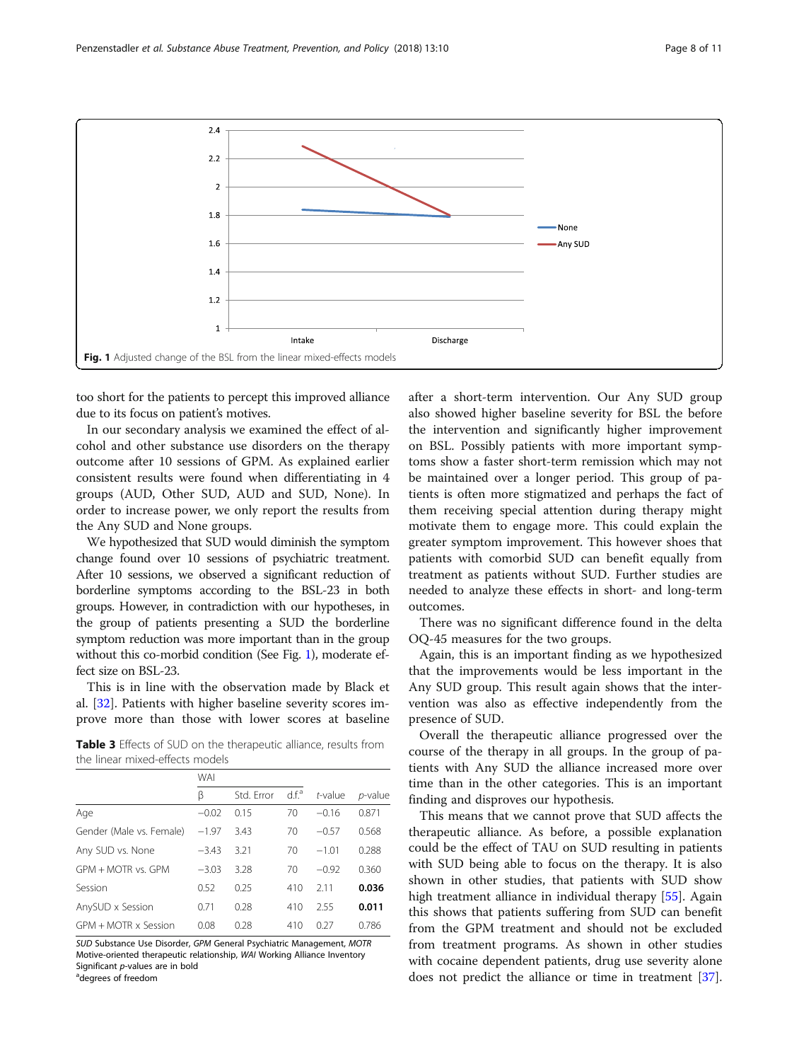2.4
2.2
2
1.8
1.6
1.4
1.2
1
Intake
Discharge
None
Any SUD

**Fig. 1** Adjusted change of the BSL from the linear mixed-effects models

too short for the patients to percept this improved alliance due to its focus on patient's motives.

In our secondary analysis we examined the effect of alcohol and other substance use disorders on the therapy outcome after 10 sessions of GPM. As explained earlier consistent results were found when differentiating in 4 groups (AUD, Other SUD, AUD and SUD, None). In order to increase power, we only report the results from the Any SUD and None groups.

We hypothesized that SUD would diminish the symptom change found over 10 sessions of psychiatric treatment. After 10 sessions, we observed a significant reduction of borderline symptoms according to the BSL-23 in both groups. However, in contradiction with our hypotheses, in the group of patients presenting a SUD the borderline symptom reduction was more important than in the group without this co-morbid condition (See Fig. 1), moderate effect size on BSL-23.

This is in line with the observation made by Black et al. [32]. Patients with higher baseline severity scores improve more than those with lower scores at baseline after a short-term intervention. Our Any SUD group also showed higher baseline severity for BSL the before the intervention and significantly higher improvement on BSL. Possibly patients with more important symptoms show a faster short-term remission which may not be maintained over a longer period. This group of patients is often more stigmatized and perhaps the fact of them receiving special attention during therapy might motivate them to engage more. This could explain the greater symptom improvement. This however shoes that patients with comorbid SUD can benefit equally from treatment as patients without SUD. Further studies are needed to analyze these effects in short- and long-term outcomes.

There was no significant difference found in the delta OQ-45 measures for the two groups.

Again, this is an important finding as we hypothesized that the improvements would be less important in the Any SUD group. This result again shows that the intervention was also as effective independently from the presence of SUD.

Overall the therapeutic alliance progressed over the course of the therapy in all groups. In the group of patients with Any SUD the alliance increased more over time than in the other categories. This is an important finding and disproves our hypothesis.

This means that we cannot prove that SUD affects the therapeutic alliance. As before, a possible explanation could be the effect of TAU on SUD resulting in patients with SUD being able to focus on the therapy. It is also shown in other studies, that patients with SUD show high treatment alliance in individual therapy [55]. Again this shows that patients suffering from SUD can benefit from the GPM treatment and should not be excluded from treatment programs. As shown in other studies with cocaine dependent patients, drug use severity alone does not predict the alliance or time in treatment [37].

**Table 3** Effects of SUD on the therapeutic alliance, results from the linear mixed-effects models

| | WAI | | | | |
|---|---|---|---|---|---|
| | β | Std. Error | d.f.[a] | *t*-value | *p*-value |
| Age | −0.02 | 0.15 | 70 | −0.16 | 0.871 |
| Gender (Male vs. Female) | −1.97 | 3.43 | 70 | −0.57 | 0.568 |
| Any SUD vs. None | −3.43 | 3.21 | 70 | −1.01 | 0.288 |
| GPM + MOTR vs. GPM | −3.03 | 3.28 | 70 | −0.92 | 0.360 |
| Session | 0.52 | 0.25 | 410 | 2.11 | **0.036** |
| AnySUD x Session | 0.71 | 0.28 | 410 | 2.55 | **0.011** |
| GPM + MOTR x Session | 0.08 | 0.28 | 410 | 0.27 | 0.786 |

*SUD* Substance Use Disorder, *GPM* General Psychiatric Management, *MOTR* Motive-oriented therapeutic relationship, *WAI* Working Alliance Inventory
Significant *p*-values are in bold
[a]degrees of freedom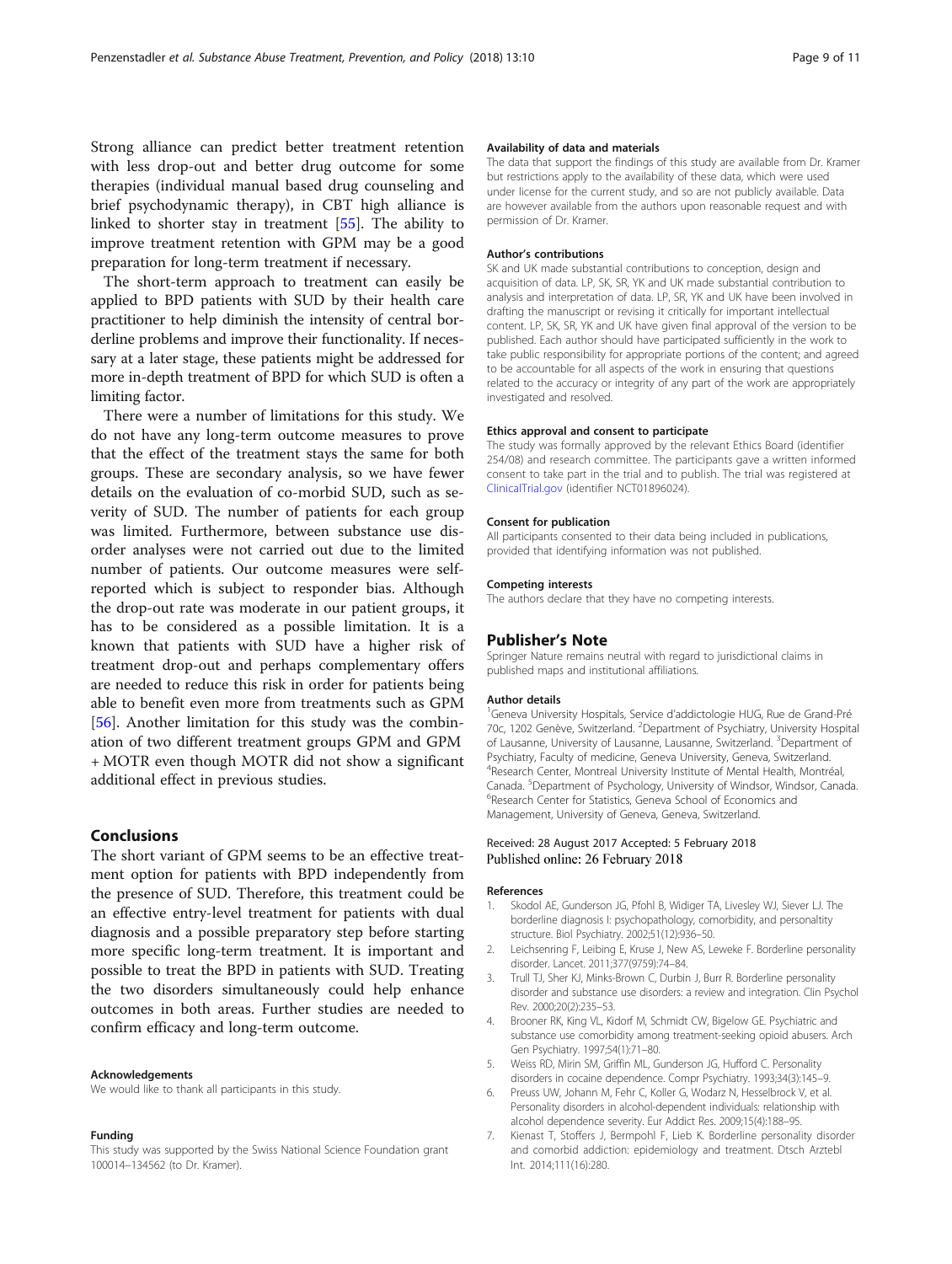Strong alliance can predict better treatment retention with less drop-out and better drug outcome for some therapies (individual manual based drug counseling and brief psychodynamic therapy), in CBT high alliance is linked to shorter stay in treatment [55]. The ability to improve treatment retention with GPM may be a good preparation for long-term treatment if necessary.

The short-term approach to treatment can easily be applied to BPD patients with SUD by their health care practitioner to help diminish the intensity of central borderline problems and improve their functionality. If necessary at a later stage, these patients might be addressed for more in-depth treatment of BPD for which SUD is often a limiting factor.

There were a number of limitations for this study. We do not have any long-term outcome measures to prove that the effect of the treatment stays the same for both groups. These are secondary analysis, so we have fewer details on the evaluation of co-morbid SUD, such as severity of SUD. The number of patients for each group was limited. Furthermore, between substance use disorder analyses were not carried out due to the limited number of patients. Our outcome measures were self-reported which is subject to responder bias. Although the drop-out rate was moderate in our patient groups, it has to be considered as a possible limitation. It is a known that patients with SUD have a higher risk of treatment drop-out and perhaps complementary offers are needed to reduce this risk in order for patients being able to benefit even more from treatments such as GPM [56]. Another limitation for this study was the combination of two different treatment groups GPM and GPM + MOTR even though MOTR did not show a significant additional effect in previous studies.

## Conclusions

The short variant of GPM seems to be an effective treatment option for patients with BPD independently from the presence of SUD. Therefore, this treatment could be an effective entry-level treatment for patients with dual diagnosis and a possible preparatory step before starting more specific long-term treatment. It is important and possible to treat the BPD in patients with SUD. Treating the two disorders simultaneously could help enhance outcomes in both areas. Further studies are needed to confirm efficacy and long-term outcome.

#### Acknowledgements

We would like to thank all participants in this study.

#### Funding

This study was supported by the Swiss National Science Foundation grant 100014–134562 (to Dr. Kramer).

#### Availability of data and materials

The data that support the findings of this study are available from Dr. Kramer but restrictions apply to the availability of these data, which were used under license for the current study, and so are not publicly available. Data are however available from the authors upon reasonable request and with permission of Dr. Kramer.

#### Author's contributions

SK and UK made substantial contributions to conception, design and acquisition of data. LP, SK, SR, YK and UK made substantial contribution to analysis and interpretation of data. LP, SR, YK and UK have been involved in drafting the manuscript or revising it critically for important intellectual content. LP, SK, SR, YK and UK have given final approval of the version to be published. Each author should have participated sufficiently in the work to take public responsibility for appropriate portions of the content; and agreed to be accountable for all aspects of the work in ensuring that questions related to the accuracy or integrity of any part of the work are appropriately investigated and resolved.

#### Ethics approval and consent to participate

The study was formally approved by the relevant Ethics Board (identifier 254/08) and research committee. The participants gave a written informed consent to take part in the trial and to publish. The trial was registered at ClinicalTrial.gov (identifier NCT01896024).

#### Consent for publication

All participants consented to their data being included in publications, provided that identifying information was not published.

#### Competing interests

The authors declare that they have no competing interests.

## Publisher's Note

Springer Nature remains neutral with regard to jurisdictional claims in published maps and institutional affiliations.

#### Author details

[1]Geneva University Hospitals, Service d'addictologie HUG, Rue de Grand-Pré 70c, 1202 Genève, Switzerland. [2]Department of Psychiatry, University Hospital of Lausanne, University of Lausanne, Lausanne, Switzerland. [3]Department of Psychiatry, Faculty of medicine, Geneva University, Geneva, Switzerland. [4]Research Center, Montreal University Institute of Mental Health, Montréal, Canada. [5]Department of Psychology, University of Windsor, Windsor, Canada. [6]Research Center for Statistics, Geneva School of Economics and Management, University of Geneva, Geneva, Switzerland.

Received: 28 August 2017 Accepted: 5 February 2018
Published online: 26 February 2018

#### References

1. Skodol AE, Gunderson JG, Pfohl B, Widiger TA, Livesley WJ, Siever LJ. The borderline diagnosis I: psychopathology, comorbidity, and personaltity structure. Biol Psychiatry. 2002;51(12):936–50.
2. Leichsenring F, Leibing E, Kruse J, New AS, Leweke F. Borderline personality disorder. Lancet. 2011;377(9759):74–84.
3. Trull TJ, Sher KJ, Minks-Brown C, Durbin J, Burr R. Borderline personality disorder and substance use disorders: a review and integration. Clin Psychol Rev. 2000;20(2):235–53.
4. Brooner RK, King VL, Kidorf M, Schmidt CW, Bigelow GE. Psychiatric and substance use comorbidity among treatment-seeking opioid abusers. Arch Gen Psychiatry. 1997;54(1):71–80.
5. Weiss RD, Mirin SM, Griffin ML, Gunderson JG, Hufford C. Personality disorders in cocaine dependence. Compr Psychiatry. 1993;34(3):145–9.
6. Preuss UW, Johann M, Fehr C, Koller G, Wodarz N, Hesselbrock V, et al. Personality disorders in alcohol-dependent individuals: relationship with alcohol dependence severity. Eur Addict Res. 2009;15(4):188–95.
7. Kienast T, Stoffers J, Bermpohl F, Lieb K. Borderline personality disorder and comorbid addiction: epidemiology and treatment. Dtsch Arztebl Int. 2014;111(16):280.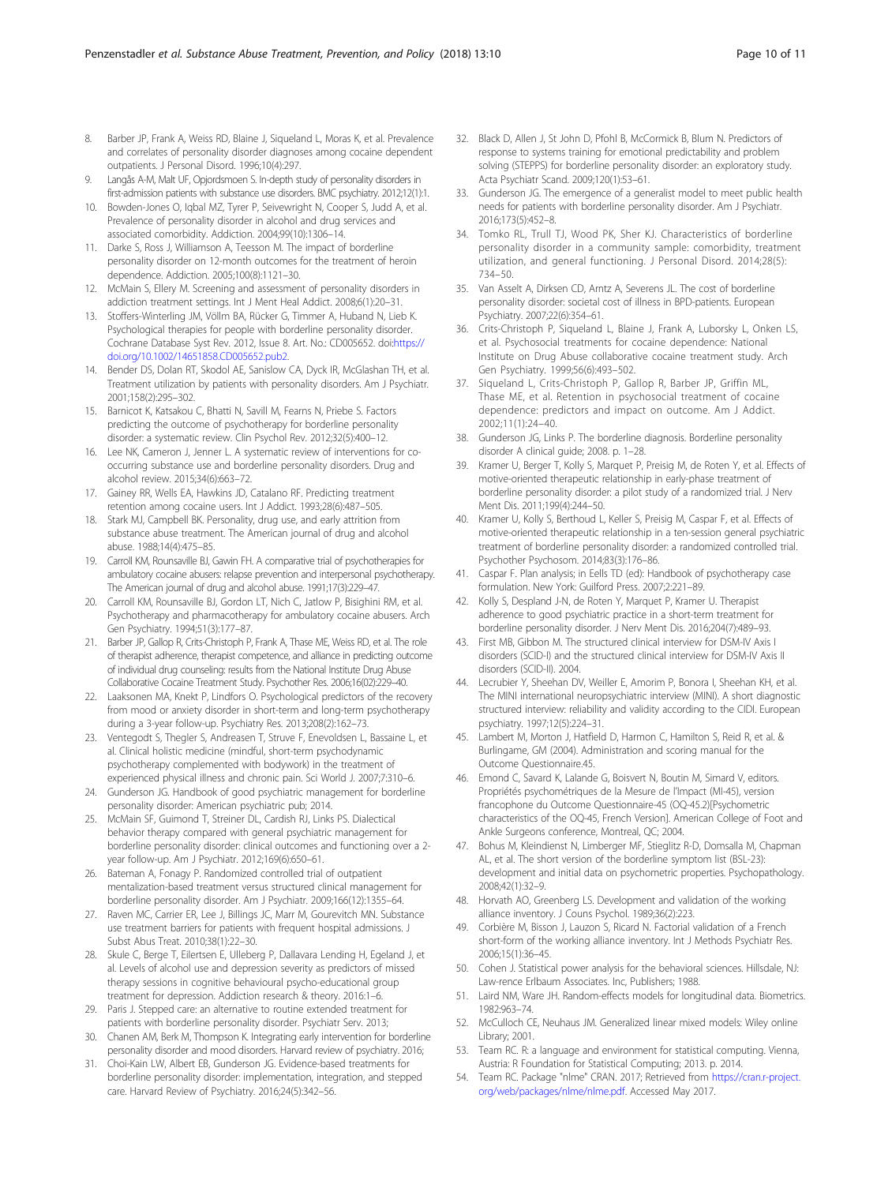8. Barber JP, Frank A, Weiss RD, Blaine J, Siqueland L, Moras K, et al. Prevalence and correlates of personality disorder diagnoses among cocaine dependent outpatients. J Personal Disord. 1996;10(4):297.
9. Langås A-M, Malt UF, Opjordsmoen S. In-depth study of personality disorders in first-admission patients with substance use disorders. BMC psychiatry. 2012;12(1):1.
10. Bowden-Jones O, Iqbal MZ, Tyrer P, Seivewright N, Cooper S, Judd A, et al. Prevalence of personality disorder in alcohol and drug services and associated comorbidity. Addiction. 2004;99(10):1306–14.
11. Darke S, Ross J, Williamson A, Teesson M. The impact of borderline personality disorder on 12-month outcomes for the treatment of heroin dependence. Addiction. 2005;100(8):1121–30.
12. McMain S, Ellery M. Screening and assessment of personality disorders in addiction treatment settings. Int J Ment Heal Addict. 2008;6(1):20–31.
13. Stoffers-Winterling JM, Völlm BA, Rücker G, Timmer A, Huband N, Lieb K. Psychological therapies for people with borderline personality disorder. Cochrane Database Syst Rev. 2012, Issue 8. Art. No.: CD005652. doi:https://doi.org/10.1002/14651858.CD005652.pub2.
14. Bender DS, Dolan RT, Skodol AE, Sanislow CA, Dyck IR, McGlashan TH, et al. Treatment utilization by patients with personality disorders. Am J Psychiatr. 2001;158(2):295–302.
15. Barnicot K, Katsakou C, Bhatti N, Savill M, Fearns N, Priebe S. Factors predicting the outcome of psychotherapy for borderline personality disorder: a systematic review. Clin Psychol Rev. 2012;32(5):400–12.
16. Lee NK, Cameron J, Jenner L. A systematic review of interventions for co-occurring substance use and borderline personality disorders. Drug and alcohol review. 2015;34(6):663–72.
17. Gainey RR, Wells EA, Hawkins JD, Catalano RF. Predicting treatment retention among cocaine users. Int J Addict. 1993;28(6):487–505.
18. Stark MJ, Campbell BK. Personality, drug use, and early attrition from substance abuse treatment. The American journal of drug and alcohol abuse. 1988;14(4):475–85.
19. Carroll KM, Rounsaville BJ, Gawin FH. A comparative trial of psychotherapies for ambulatory cocaine abusers: relapse prevention and interpersonal psychotherapy. The American journal of drug and alcohol abuse. 1991;17(3):229–47.
20. Carroll KM, Rounsaville BJ, Gordon LT, Nich C, Jatlow P, Bisighini RM, et al. Psychotherapy and pharmacotherapy for ambulatory cocaine abusers. Arch Gen Psychiatry. 1994;51(3):177–87.
21. Barber JP, Gallop R, Crits-Christoph P, Frank A, Thase ME, Weiss RD, et al. The role of therapist adherence, therapist competence, and alliance in predicting outcome of individual drug counseling: results from the National Institute Drug Abuse Collaborative Cocaine Treatment Study. Psychother Res. 2006;16(02):229–40.
22. Laaksonen MA, Knekt P, Lindfors O. Psychological predictors of the recovery from mood or anxiety disorder in short-term and long-term psychotherapy during a 3-year follow-up. Psychiatry Res. 2013;208(2):162–73.
23. Ventegodt S, Thegler S, Andreasen T, Struve F, Enevoldsen L, Bassaine L, et al. Clinical holistic medicine (mindful, short-term psychodynamic psychotherapy complemented with bodywork) in the treatment of experienced physical illness and chronic pain. Sci World J. 2007;7:310–6.
24. Gunderson JG. Handbook of good psychiatric management for borderline personality disorder: American psychiatric pub; 2014.
25. McMain SF, Guimond T, Streiner DL, Cardish RJ, Links PS. Dialectical behavior therapy compared with general psychiatric management for borderline personality disorder: clinical outcomes and functioning over a 2-year follow-up. Am J Psychiatr. 2012;169(6):650–61.
26. Bateman A, Fonagy P. Randomized controlled trial of outpatient mentalization-based treatment versus structured clinical management for borderline personality disorder. Am J Psychiatr. 2009;166(12):1355–64.
27. Raven MC, Carrier ER, Lee J, Billings JC, Marr M, Gourevitch MN. Substance use treatment barriers for patients with frequent hospital admissions. J Subst Abus Treat. 2010;38(1):22–30.
28. Skule C, Berge T, Eilertsen E, Ulleberg P, Dallavara Lending H, Egeland J, et al. Levels of alcohol use and depression severity as predictors of missed therapy sessions in cognitive behavioural psycho-educational group treatment for depression. Addiction research & theory. 2016:1–6.
29. Paris J. Stepped care: an alternative to routine extended treatment for patients with borderline personality disorder. Psychiatr Serv. 2013;
30. Chanen AM, Berk M, Thompson K. Integrating early intervention for borderline personality disorder and mood disorders. Harvard review of psychiatry. 2016;
31. Choi-Kain LW, Albert EB, Gunderson JG. Evidence-based treatments for borderline personality disorder: implementation, integration, and stepped care. Harvard Review of Psychiatry. 2016;24(5):342–56.
32. Black D, Allen J, St John D, Pfohl B, McCormick B, Blum N. Predictors of response to systems training for emotional predictability and problem solving (STEPPS) for borderline personality disorder: an exploratory study. Acta Psychiatr Scand. 2009;120(1):53–61.
33. Gunderson JG. The emergence of a generalist model to meet public health needs for patients with borderline personality disorder. Am J Psychiatr. 2016;173(5):452–8.
34. Tomko RL, Trull TJ, Wood PK, Sher KJ. Characteristics of borderline personality disorder in a community sample: comorbidity, treatment utilization, and general functioning. J Personal Disord. 2014;28(5):734–50.
35. Van Asselt A, Dirksen CD, Arntz A, Severens JL. The cost of borderline personality disorder: societal cost of illness in BPD-patients. European Psychiatry. 2007;22(6):354–61.
36. Crits-Christoph P, Siqueland L, Blaine J, Frank A, Luborsky L, Onken LS, et al. Psychosocial treatments for cocaine dependence: National Institute on Drug Abuse collaborative cocaine treatment study. Arch Gen Psychiatry. 1999;56(6):493–502.
37. Siqueland L, Crits-Christoph P, Gallop R, Barber JP, Griffin ML, Thase ME, et al. Retention in psychosocial treatment of cocaine dependence: predictors and impact on outcome. Am J Addict. 2002;11(1):24–40.
38. Gunderson JG, Links P. The borderline diagnosis. Borderline personality disorder A clinical guide; 2008. p. 1–28.
39. Kramer U, Berger T, Kolly S, Marquet P, Preisig M, de Roten Y, et al. Effects of motive-oriented therapeutic relationship in early-phase treatment of borderline personality disorder: a pilot study of a randomized trial. J Nerv Ment Dis. 2011;199(4):244–50.
40. Kramer U, Kolly S, Berthoud L, Keller S, Preisig M, Caspar F, et al. Effects of motive-oriented therapeutic relationship in a ten-session general psychiatric treatment of borderline personality disorder: a randomized controlled trial. Psychother Psychosom. 2014;83(3):176–86.
41. Caspar F. Plan analysis; in Eells TD (ed): Handbook of psychotherapy case formulation. New York: Guilford Press. 2007;2:221–89.
42. Kolly S, Despland J-N, de Roten Y, Marquet P, Kramer U. Therapist adherence to good psychiatric practice in a short-term treatment for borderline personality disorder. J Nerv Ment Dis. 2016;204(7):489–93.
43. First MB, Gibbon M. The structured clinical interview for DSM-IV Axis I disorders (SCID-I) and the structured clinical interview for DSM-IV Axis II disorders (SCID-II). 2004.
44. Lecrubier Y, Sheehan DV, Weiller E, Amorim P, Bonora I, Sheehan KH, et al. The MINI international neuropsychiatric interview (MINI). A short diagnostic structured interview: reliability and validity according to the CIDI. European psychiatry. 1997;12(5):224–31.
45. Lambert M, Morton J, Hatfield D, Harmon C, Hamilton S, Reid R, et al. & Burlingame, GM (2004). Administration and scoring manual for the Outcome Questionnaire.45.
46. Emond C, Savard K, Lalande G, Boisvert N, Boutin M, Simard V, editors. Propriétés psychométriques de la Mesure de l'Impact (MI-45), version francophone du Outcome Questionnaire-45 (OQ-45.2)[Psychometric characteristics of the OQ-45, French Version]. American College of Foot and Ankle Surgeons conference, Montreal, QC; 2004.
47. Bohus M, Kleindienst N, Limberger MF, Stieglitz R-D, Domsalla M, Chapman AL, et al. The short version of the borderline symptom list (BSL-23): development and initial data on psychometric properties. Psychopathology. 2008;42(1):32–9.
48. Horvath AO, Greenberg LS. Development and validation of the working alliance inventory. J Couns Psychol. 1989;36(2):223.
49. Corbière M, Bisson J, Lauzon S, Ricard N. Factorial validation of a French short-form of the working alliance inventory. Int J Methods Psychiatr Res. 2006;15(1):36–45.
50. Cohen J. Statistical power analysis for the behavioral sciences. Hillsdale, NJ: Law-rence Erlbaum Associates. Inc, Publishers; 1988.
51. Laird NM, Ware JH. Random-effects models for longitudinal data. Biometrics. 1982:963–74.
52. McCulloch CE, Neuhaus JM. Generalized linear mixed models: Wiley online Library; 2001.
53. Team RC. R: a language and environment for statistical computing. Vienna, Austria: R Foundation for Statistical Computing; 2013. p. 2014.
54. Team RC. Package "nlme" CRAN. 2017; Retrieved from https://cran.r-project.org/web/packages/nlme/nlme.pdf. Accessed May 2017.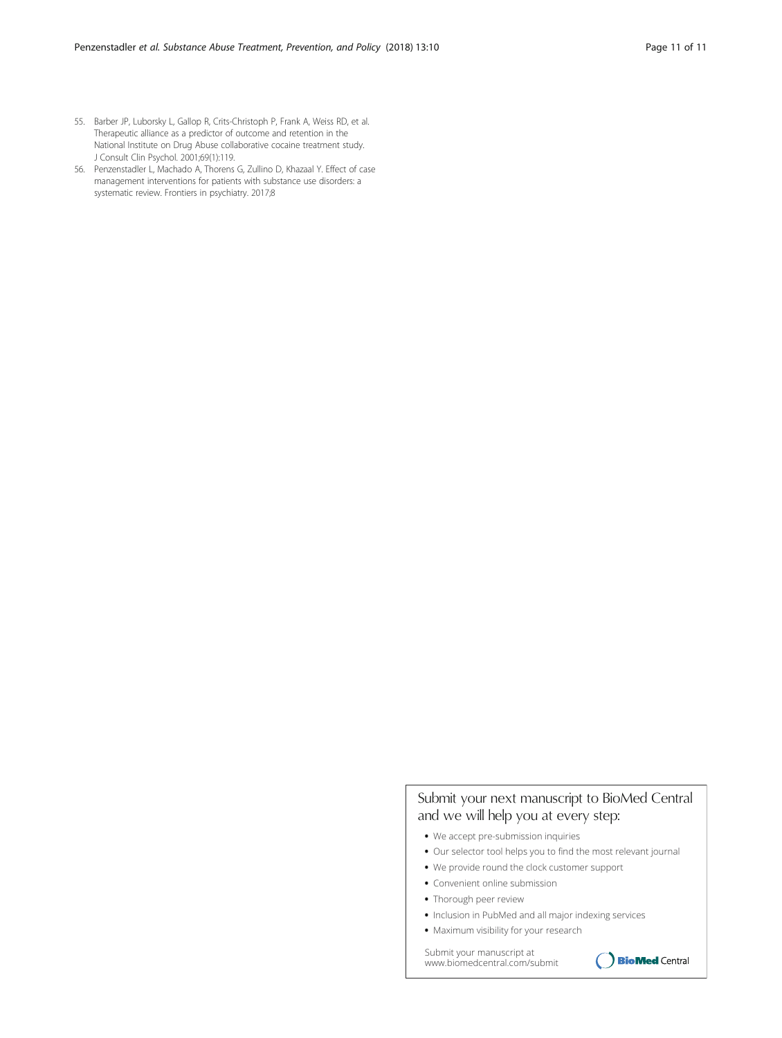55. Barber JP, Luborsky L, Gallop R, Crits-Christoph P, Frank A, Weiss RD, et al. Therapeutic alliance as a predictor of outcome and retention in the National Institute on Drug Abuse collaborative cocaine treatment study. J Consult Clin Psychol. 2001;69(1):119.
56. Penzenstadler L, Machado A, Thorens G, Zullino D, Khazaal Y. Effect of case management interventions for patients with substance use disorders: a systematic review. Frontiers in psychiatry. 2017;8

Submit your next manuscript to BioMed Central and we will help you at every step:

- We accept pre-submission inquiries
- Our selector tool helps you to find the most relevant journal
- We provide round the clock customer support
- Convenient online submission
- Thorough peer review
- Inclusion in PubMed and all major indexing services
- Maximum visibility for your research

Submit your manuscript at
www.biomedcentral.com/submit

BioMed Central